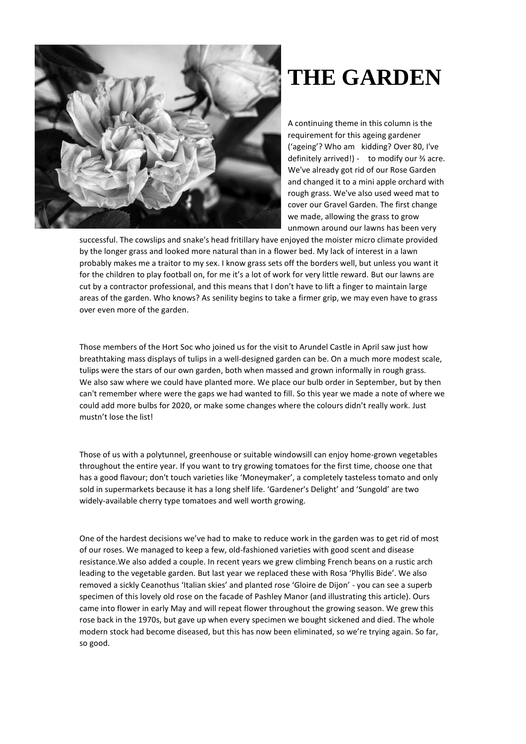# THE GARDEN

A continuing theme in this column is the requirement for this ageing gardener ('ageing'? Who am kidding? Over 80, I've definitely arrived!) - to modify our ⅔ acre. We've already got rid of our Rose Garden and changed it to a mini apple orchard with rough grass. We've also used weed mat to cover our Gravel Garden. The first change we made, allowing the grass to grow unmown around our lawns has been very successful. The cowslips and snake's head fritillary have enjoyed the moister micro climate provided by the longer grass and looked more natural than in a flower bed. My lack of interest in a lawn probably makes me a traitor to my sex. I know grass sets off the borders well, but unless you want it for the children to play football on, for me it's a lot of work for very little reward. But our lawns are cut by a contractor professional, and this means that I don't have to lift a finger to maintain large areas of the garden. Who knows? As senility begins to take a firmer grip, we may even have to grass over even more of the garden.

Those members of the Hort Soc who joined us for the visit to Arundel Castle in April saw just how breathtaking mass displays of tulips in a well-designed garden can be. On a much more modest scale, tulips were the stars of our own garden, both when massed and grown informally in rough grass. We also saw where we could have planted more. We place our bulb order in September, but by then can't remember where were the gaps we had wanted to fill. So this year we made a note of where we could add more bulbs for 2020, or make some changes where the colours didn't really work. Just mustn't lose the list!

Those of us with a polytunnel, greenhouse or suitable windowsill can enjoy home-grown vegetables throughout the entire year. If you want to try growing tomatoes for the first time, choose one that has a good flavour; don't touch varieties like 'Moneymaker', a completely tasteless tomato and only sold in supermarkets because it has a long shelf life. 'Gardener's Delight' and 'Sungold' are two widely-available cherry type tomatoes and well worth growing.

One of the hardest decisions we've had to make to reduce work in the garden was to get rid of most of our roses. We managed to keep a few, old-fashioned varieties with good scent and disease resistance.We also added a couple. In recent years we grew climbing French beans on a rustic arch leading to the vegetable garden. But last year we replaced these with Rosa 'Phyllis Bide'. We also removed a sickly Ceanothus 'Italian skies' and planted rose 'Gloire de Dijon' - you can see a superb specimen of this lovely old rose on the facade of Pashley Manor (and illustrating this article). Ours came into flower in early May and will repeat flower throughout the growing season. We grew this rose back in the 1970s, but gave up when every specimen we bought sickened and died. The whole modern stock had become diseased, but this has now been eliminated, so we're trying again. So far, so good.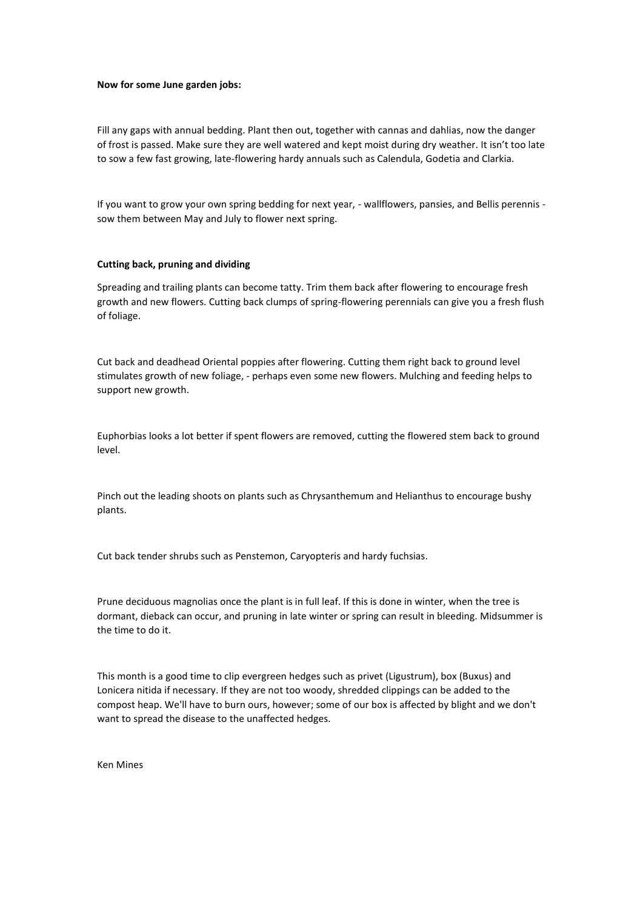**Now for some June garden jobs:**

Fill any gaps with annual bedding. Plant then out, together with cannas and dahlias, now the danger of frost is passed. Make sure they are well watered and kept moist during dry weather. It isn't too late to sow a few fast growing, late-flowering hardy annuals such as Calendula, Godetia and Clarkia.

If you want to grow your own spring bedding for next year, - wallflowers, pansies, and Bellis perennis - sow them between May and July to flower next spring.

**Cutting back, pruning and dividing**

Spreading and trailing plants can become tatty. Trim them back after flowering to encourage fresh growth and new flowers. Cutting back clumps of spring-flowering perennials can give you a fresh flush of foliage.

Cut back and deadhead Oriental poppies after flowering. Cutting them right back to ground level stimulates growth of new foliage, - perhaps even some new flowers. Mulching and feeding helps to support new growth.

Euphorbias looks a lot better if spent flowers are removed, cutting the flowered stem back to ground level.

Pinch out the leading shoots on plants such as Chrysanthemum and Helianthus to encourage bushy plants.

Cut back tender shrubs such as Penstemon, Caryopteris and hardy fuchsias.

Prune deciduous magnolias once the plant is in full leaf. If this is done in winter, when the tree is dormant, dieback can occur, and pruning in late winter or spring can result in bleeding. Midsummer is the time to do it.

This month is a good time to clip evergreen hedges such as privet (Ligustrum), box (Buxus) and Lonicera nitida if necessary. If they are not too woody, shredded clippings can be added to the compost heap. We'll have to burn ours, however; some of our box is affected by blight and we don't want to spread the disease to the unaffected hedges.

Ken Mines